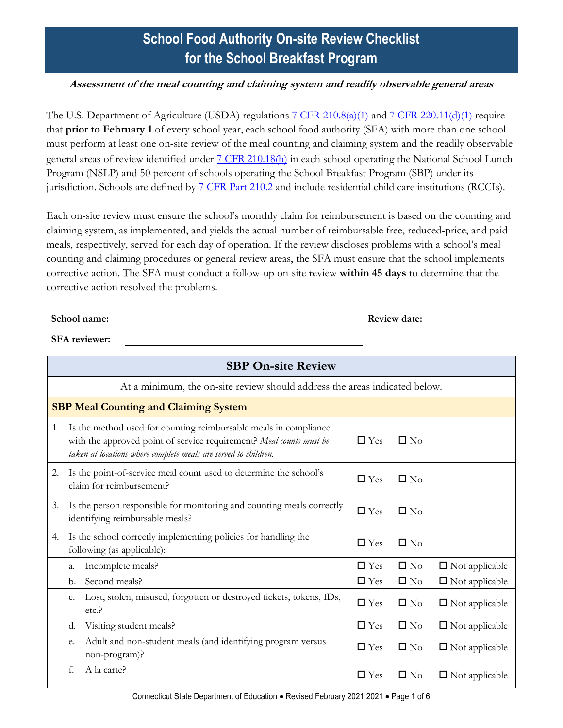# School Food Authority On-site Review Checklist for the School Breakfast Program

***Assessment of the meal counting and claiming system and readily observable general areas***

The U.S. Department of Agriculture (USDA) regulations 7 CFR 210.8(a)(1) and 7 CFR 220.11(d)(1) require that **prior to February 1** of every school year, each school food authority (SFA) with more than one school must perform at least one on-site review of the meal counting and claiming system and the readily observable general areas of review identified under 7 CFR 210.18(h) in each school operating the National School Lunch Program (NSLP) and 50 percent of schools operating the School Breakfast Program (SBP) under its jurisdiction. Schools are defined by 7 CFR Part 210.2 and include residential child care institutions (RCCIs).

Each on-site review must ensure the school's monthly claim for reimbursement is based on the counting and claiming system, as implemented, and yields the actual number of reimbursable free, reduced-price, and paid meals, respectively, served for each day of operation. If the review discloses problems with a school's meal counting and claiming procedures or general review areas, the SFA must ensure that the school implements corrective action. The SFA must conduct a follow-up on-site review **within 45 days** to determine that the corrective action resolved the problems.

**School name:** ______________________ **Review date:** ____________

**SFA reviewer:** ______________________

| SBP On-site Review | | | |
|---|---|---|---|
| At a minimum, the on-site review should address the areas indicated below. | | | |
| **SBP Meal Counting and Claiming System** | | | |
| 1. Is the method used for counting reimbursable meals in compliance with the approved point of service requirement? *Meal counts must be taken at locations where complete meals are served to children.* | ☐ Yes | ☐ No | |
| 2. Is the point-of-service meal count used to determine the school's claim for reimbursement? | ☐ Yes | ☐ No | |
| 3. Is the person responsible for monitoring and counting meals correctly identifying reimbursable meals? | ☐ Yes | ☐ No | |
| 4. Is the school correctly implementing policies for handling the following (as applicable): | ☐ Yes | ☐ No | |
| a. Incomplete meals? | ☐ Yes | ☐ No | ☐ Not applicable |
| b. Second meals? | ☐ Yes | ☐ No | ☐ Not applicable |
| c. Lost, stolen, misused, forgotten or destroyed tickets, tokens, IDs, etc.? | ☐ Yes | ☐ No | ☐ Not applicable |
| d. Visiting student meals? | ☐ Yes | ☐ No | ☐ Not applicable |
| e. Adult and non-student meals (and identifying program versus non-program)? | ☐ Yes | ☐ No | ☐ Not applicable |
| f. A la carte? | ☐ Yes | ☐ No | ☐ Not applicable |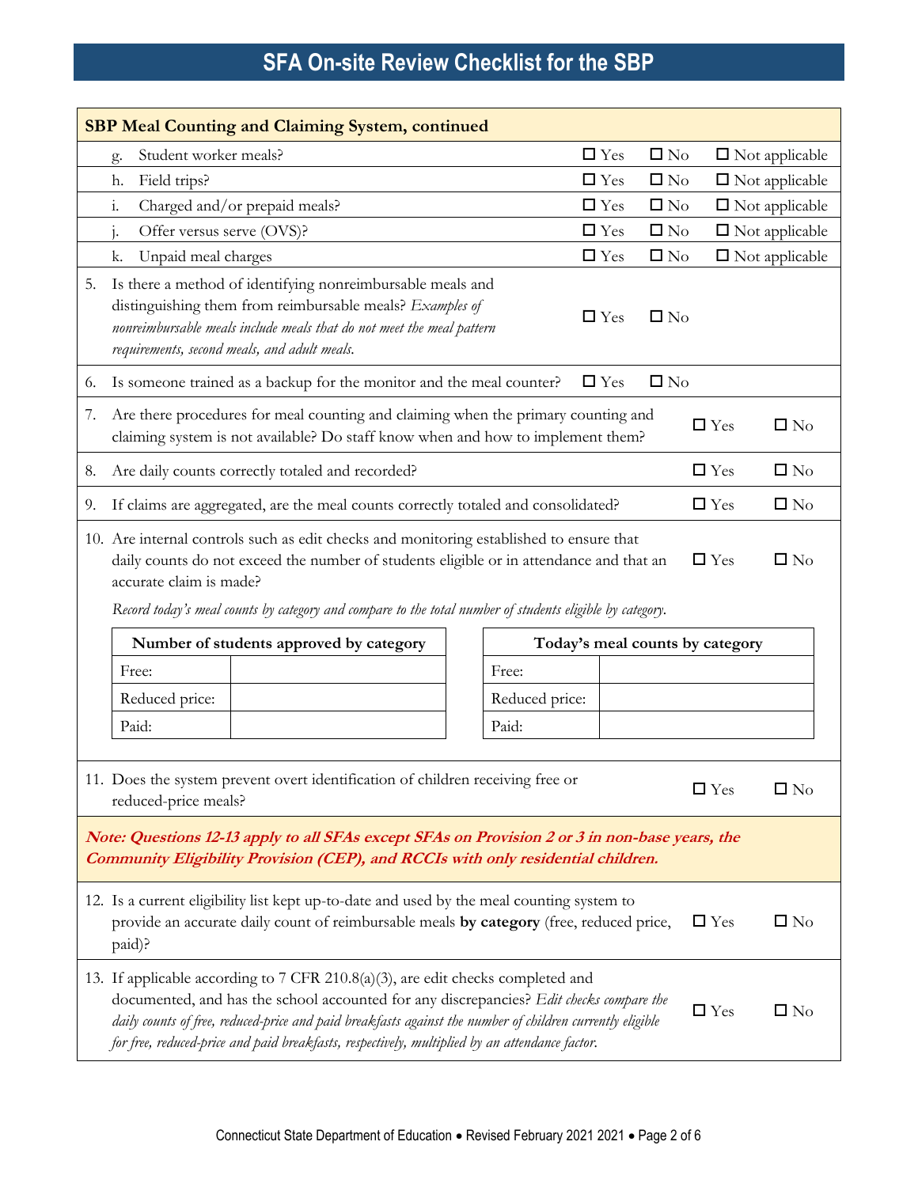# SFA On-site Review Checklist for the SBP

| SBP Meal Counting and Claiming System, continued | | | |
|---|---|---|---|
| g. Student worker meals? | ☐ Yes | ☐ No | ☐ Not applicable |
| h. Field trips? | ☐ Yes | ☐ No | ☐ Not applicable |
| i. Charged and/or prepaid meals? | ☐ Yes | ☐ No | ☐ Not applicable |
| j. Offer versus serve (OVS)? | ☐ Yes | ☐ No | ☐ Not applicable |
| k. Unpaid meal charges | ☐ Yes | ☐ No | ☐ Not applicable |
| 5. Is there a method of identifying nonreimbursable meals and distinguishing them from reimbursable meals? *Examples of nonreimbursable meals include meals that do not meet the meal pattern requirements, second meals, and adult meals.* | ☐ Yes | ☐ No | |
| 6. Is someone trained as a backup for the monitor and the meal counter? | ☐ Yes | ☐ No | |
| 7. Are there procedures for meal counting and claiming when the primary counting and claiming system is not available? Do staff know when and how to implement them? | | ☐ Yes | ☐ No |
| 8. Are daily counts correctly totaled and recorded? | | ☐ Yes | ☐ No |
| 9. If claims are aggregated, are the meal counts correctly totaled and consolidated? | | ☐ Yes | ☐ No |
| 10. Are internal controls such as edit checks and monitoring established to ensure that daily counts do not exceed the number of students eligible or in attendance and that an accurate claim is made? | | ☐ Yes | ☐ No |

*Record today's meal counts by category and compare to the total number of students eligible by category.*

| Number of students approved by category | |
|---|---|
| Free: | |
| Reduced price: | |
| Paid: | |

| Today's meal counts by category | |
|---|---|
| Free: | |
| Reduced price: | |
| Paid: | |

| | | |
|---|---|---|
| 11. Does the system prevent overt identification of children receiving free or reduced-price meals? | ☐ Yes | ☐ No |

***Note: Questions 12-13 apply to all SFAs except SFAs on Provision 2 or 3 in non-base years, the Community Eligibility Provision (CEP), and RCCIs with only residential children.***

| | | |
|---|---|---|
| 12. Is a current eligibility list kept up-to-date and used by the meal counting system to provide an accurate daily count of reimbursable meals **by category** (free, reduced price, paid)? | ☐ Yes | ☐ No |
| 13. If applicable according to 7 CFR 210.8(a)(3), are edit checks completed and documented, and has the school accounted for any discrepancies? *Edit checks compare the daily counts of free, reduced-price and paid breakfasts against the number of children currently eligible for free, reduced-price and paid breakfasts, respectively, multiplied by an attendance factor.* | ☐ Yes | ☐ No |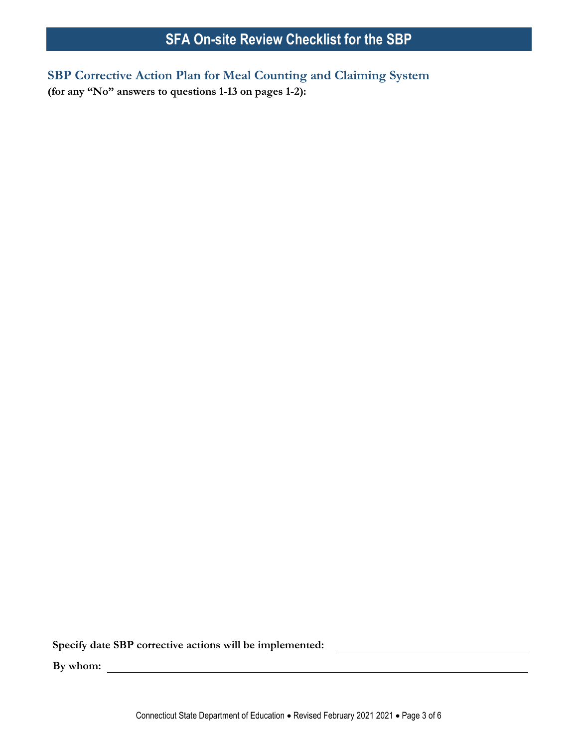# SFA On-site Review Checklist for the SBP

## SBP Corrective Action Plan for Meal Counting and Claiming System

**(for any "No" answers to questions 1-13 on pages 1-2):**

**Specify date SBP corrective actions will be implemented:** \_\_\_\_\_\_\_\_\_\_\_\_\_\_\_\_\_\_\_\_\_\_\_\_\_\_\_\_\_\_\_\_\_\_\_\_

**By whom:** \_\_\_\_\_\_\_\_\_\_\_\_\_\_\_\_\_\_\_\_\_\_\_\_\_\_\_\_\_\_\_\_\_\_\_\_\_\_\_\_\_\_\_\_\_\_\_\_\_\_\_\_\_\_\_\_\_\_\_\_\_\_\_\_\_\_\_\_\_\_\_\_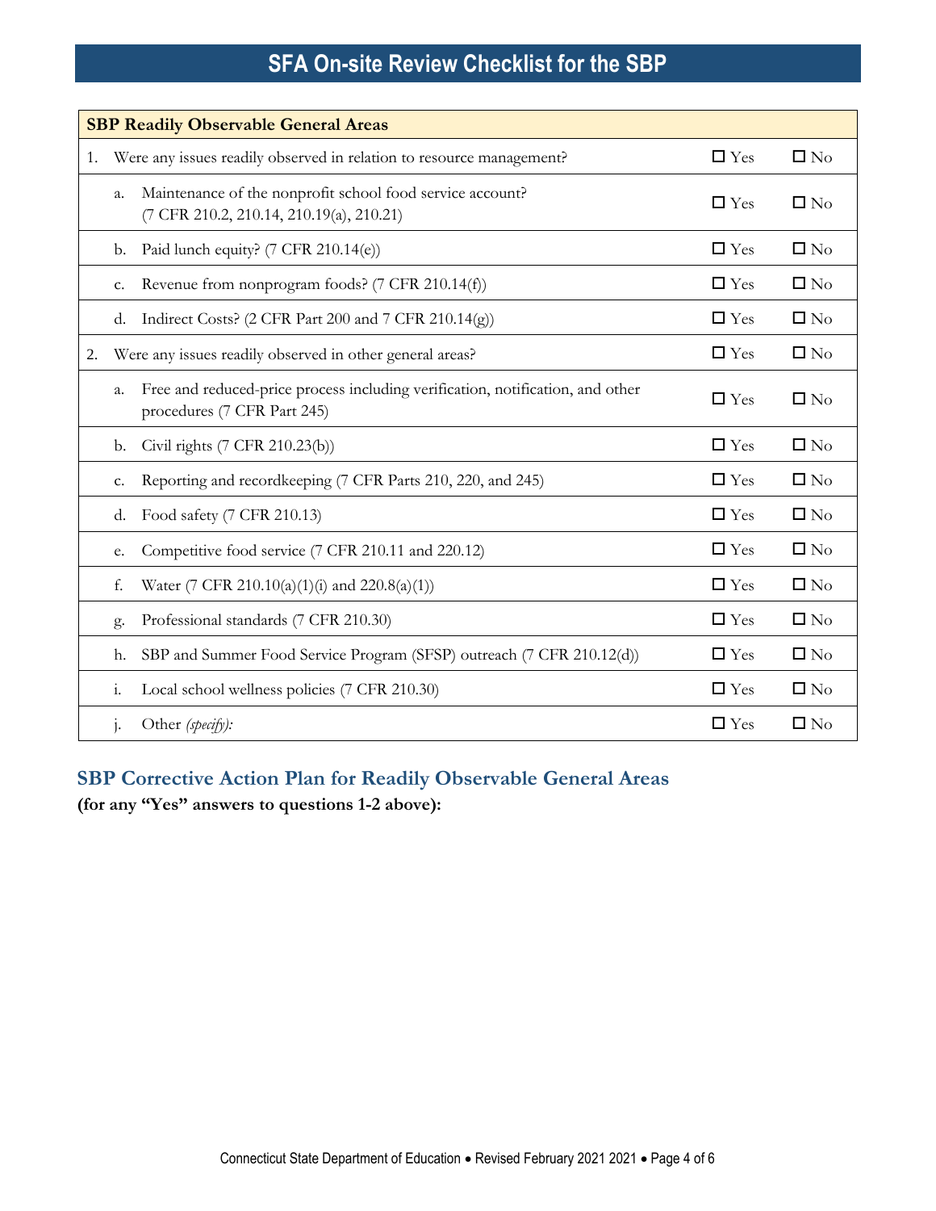# SFA On-site Review Checklist for the SBP

| SBP Readily Observable General Areas | | |
|---|---|---|
| 1. Were any issues readily observed in relation to resource management? | ☐ Yes | ☐ No |
| a. Maintenance of the nonprofit school food service account? (7 CFR 210.2, 210.14, 210.19(a), 210.21) | ☐ Yes | ☐ No |
| b. Paid lunch equity? (7 CFR 210.14(e)) | ☐ Yes | ☐ No |
| c. Revenue from nonprogram foods? (7 CFR 210.14(f)) | ☐ Yes | ☐ No |
| d. Indirect Costs? (2 CFR Part 200 and 7 CFR 210.14(g)) | ☐ Yes | ☐ No |
| 2. Were any issues readily observed in other general areas? | ☐ Yes | ☐ No |
| a. Free and reduced-price process including verification, notification, and other procedures (7 CFR Part 245) | ☐ Yes | ☐ No |
| b. Civil rights (7 CFR 210.23(b)) | ☐ Yes | ☐ No |
| c. Reporting and recordkeeping (7 CFR Parts 210, 220, and 245) | ☐ Yes | ☐ No |
| d. Food safety (7 CFR 210.13) | ☐ Yes | ☐ No |
| e. Competitive food service (7 CFR 210.11 and 220.12) | ☐ Yes | ☐ No |
| f. Water (7 CFR 210.10(a)(1)(i) and 220.8(a)(1)) | ☐ Yes | ☐ No |
| g. Professional standards (7 CFR 210.30) | ☐ Yes | ☐ No |
| h. SBP and Summer Food Service Program (SFSP) outreach (7 CFR 210.12(d)) | ☐ Yes | ☐ No |
| i. Local school wellness policies (7 CFR 210.30) | ☐ Yes | ☐ No |
| j. Other *(specify):* | ☐ Yes | ☐ No |

## SBP Corrective Action Plan for Readily Observable General Areas

**(for any "Yes" answers to questions 1-2 above):**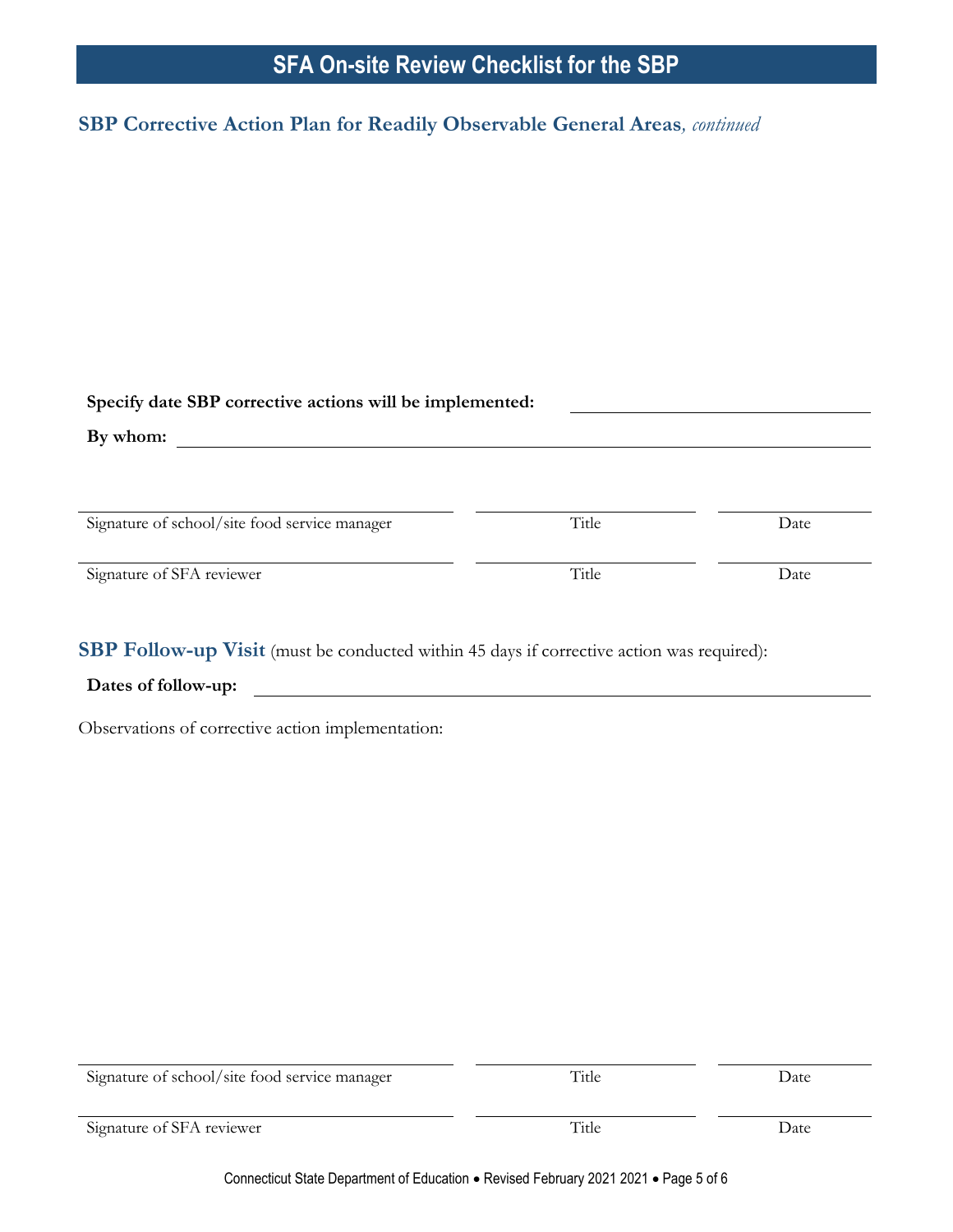## SBP Corrective Action Plan for Readily Observable General Areas, *continued*

**Specify date SBP corrective actions will be implemented:** ____________________

**By whom:** ____________________________________________

| Signature of school/site food service manager | Title | Date |
|---|---|---|
| Signature of SFA reviewer | Title | Date |

## SBP Follow-up Visit (must be conducted within 45 days if corrective action was required):

**Dates of follow-up:** ____________________________________________

Observations of corrective action implementation:

| Signature of school/site food service manager | Title | Date |
|---|---|---|
| Signature of SFA reviewer | Title | Date |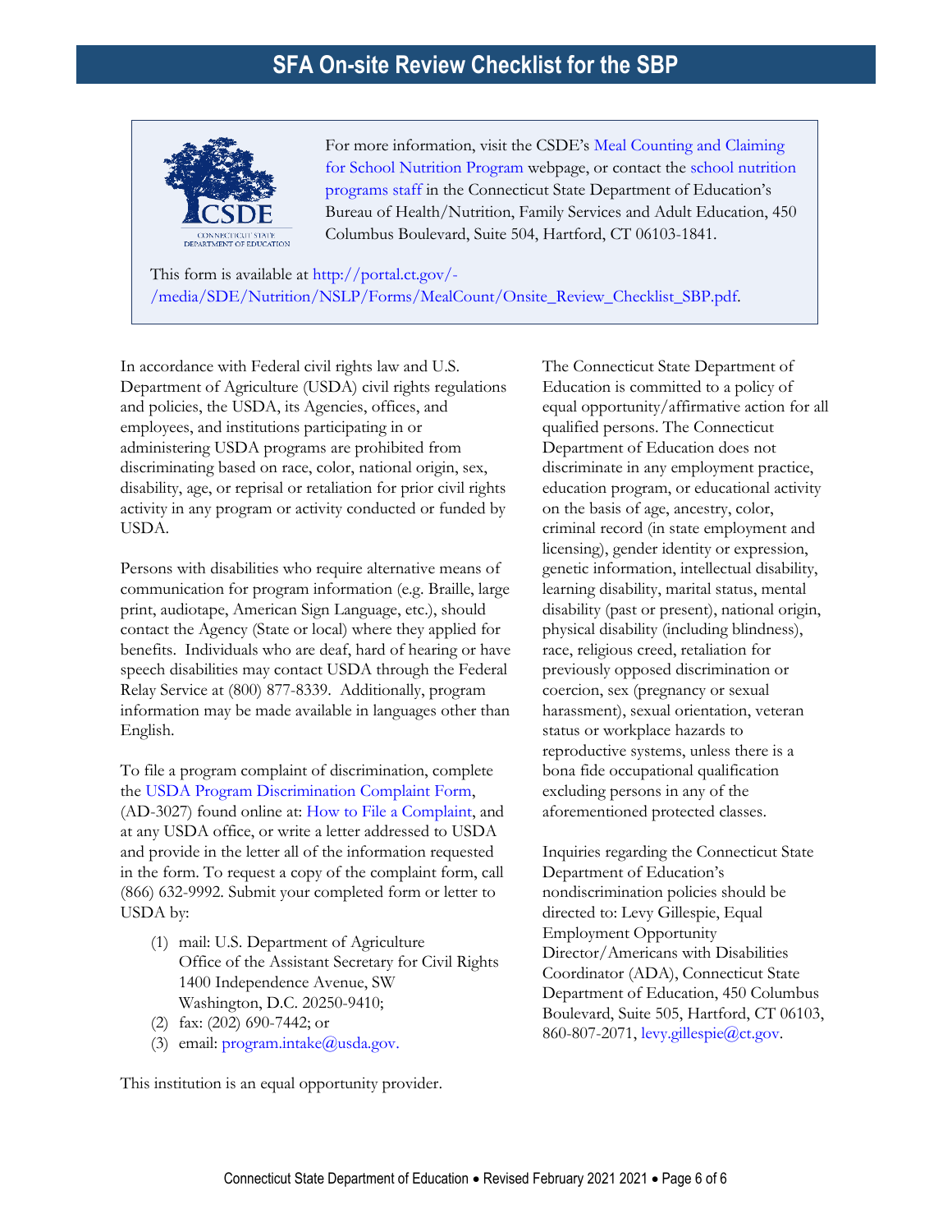# SFA On-site Review Checklist for the SBP

For more information, visit the CSDE's Meal Counting and Claiming for School Nutrition Program webpage, or contact the school nutrition programs staff in the Connecticut State Department of Education's Bureau of Health/Nutrition, Family Services and Adult Education, 450 Columbus Boulevard, Suite 504, Hartford, CT 06103-1841.

This form is available at http://portal.ct.gov/-/media/SDE/Nutrition/NSLP/Forms/MealCount/Onsite_Review_Checklist_SBP.pdf.

In accordance with Federal civil rights law and U.S. Department of Agriculture (USDA) civil rights regulations and policies, the USDA, its Agencies, offices, and employees, and institutions participating in or administering USDA programs are prohibited from discriminating based on race, color, national origin, sex, disability, age, or reprisal or retaliation for prior civil rights activity in any program or activity conducted or funded by USDA.

Persons with disabilities who require alternative means of communication for program information (e.g. Braille, large print, audiotape, American Sign Language, etc.), should contact the Agency (State or local) where they applied for benefits. Individuals who are deaf, hard of hearing or have speech disabilities may contact USDA through the Federal Relay Service at (800) 877-8339. Additionally, program information may be made available in languages other than English.

To file a program complaint of discrimination, complete the USDA Program Discrimination Complaint Form, (AD-3027) found online at: How to File a Complaint, and at any USDA office, or write a letter addressed to USDA and provide in the letter all of the information requested in the form. To request a copy of the complaint form, call (866) 632-9992. Submit your completed form or letter to USDA by:

(1) mail: U.S. Department of Agriculture
Office of the Assistant Secretary for Civil Rights
1400 Independence Avenue, SW
Washington, D.C. 20250-9410;
(2) fax: (202) 690-7442; or
(3) email: program.intake@usda.gov.

This institution is an equal opportunity provider.

The Connecticut State Department of Education is committed to a policy of equal opportunity/affirmative action for all qualified persons. The Connecticut Department of Education does not discriminate in any employment practice, education program, or educational activity on the basis of age, ancestry, color, criminal record (in state employment and licensing), gender identity or expression, genetic information, intellectual disability, learning disability, marital status, mental disability (past or present), national origin, physical disability (including blindness), race, religious creed, retaliation for previously opposed discrimination or coercion, sex (pregnancy or sexual harassment), sexual orientation, veteran status or workplace hazards to reproductive systems, unless there is a bona fide occupational qualification excluding persons in any of the aforementioned protected classes.

Inquiries regarding the Connecticut State Department of Education's nondiscrimination policies should be directed to: Levy Gillespie, Equal Employment Opportunity Director/Americans with Disabilities Coordinator (ADA), Connecticut State Department of Education, 450 Columbus Boulevard, Suite 505, Hartford, CT 06103, 860-807-2071, levy.gillespie@ct.gov.